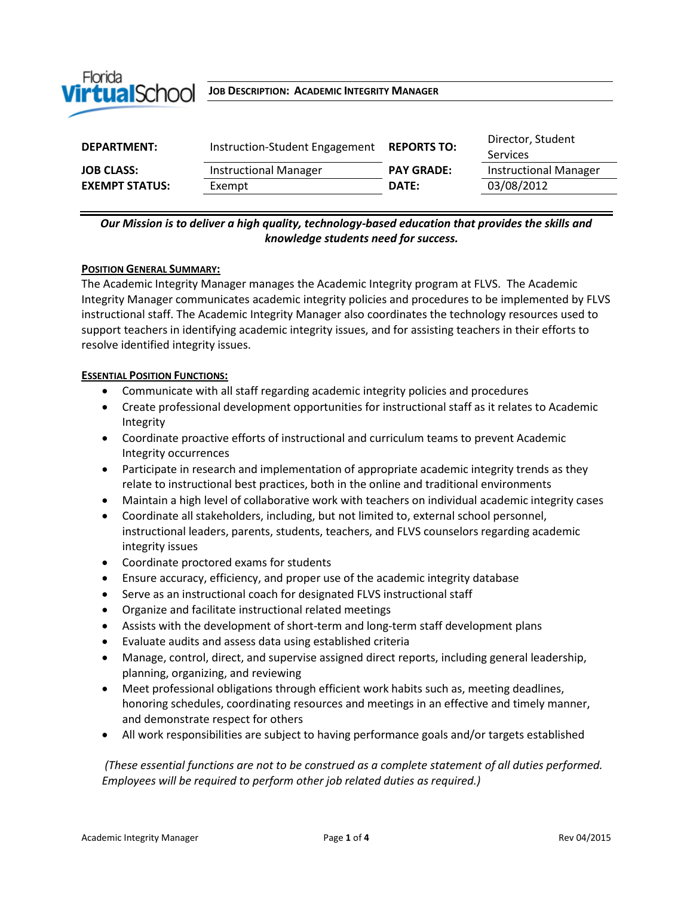Florida Virtual School

# Job Description: Academic Integrity Manager

| DEPARTMENT: | Instruction-Student Engagement | REPORTS TO: | Director, Student Services |
|---|---|---|---|
| JOB CLASS: | Instructional Manager | PAY GRADE: | Instructional Manager |
| EXEMPT STATUS: | Exempt | DATE: | 03/08/2012 |

***Our Mission is to deliver a high quality, technology-based education that provides the skills and knowledge students need for success.***

## Position General Summary:

The Academic Integrity Manager manages the Academic Integrity program at FLVS. The Academic Integrity Manager communicates academic integrity policies and procedures to be implemented by FLVS instructional staff. The Academic Integrity Manager also coordinates the technology resources used to support teachers in identifying academic integrity issues, and for assisting teachers in their efforts to resolve identified integrity issues.

## Essential Position Functions:

- Communicate with all staff regarding academic integrity policies and procedures
- Create professional development opportunities for instructional staff as it relates to Academic Integrity
- Coordinate proactive efforts of instructional and curriculum teams to prevent Academic Integrity occurrences
- Participate in research and implementation of appropriate academic integrity trends as they relate to instructional best practices, both in the online and traditional environments
- Maintain a high level of collaborative work with teachers on individual academic integrity cases
- Coordinate all stakeholders, including, but not limited to, external school personnel, instructional leaders, parents, students, teachers, and FLVS counselors regarding academic integrity issues
- Coordinate proctored exams for students
- Ensure accuracy, efficiency, and proper use of the academic integrity database
- Serve as an instructional coach for designated FLVS instructional staff
- Organize and facilitate instructional related meetings
- Assists with the development of short-term and long-term staff development plans
- Evaluate audits and assess data using established criteria
- Manage, control, direct, and supervise assigned direct reports, including general leadership, planning, organizing, and reviewing
- Meet professional obligations through efficient work habits such as, meeting deadlines, honoring schedules, coordinating resources and meetings in an effective and timely manner, and demonstrate respect for others
- All work responsibilities are subject to having performance goals and/or targets established

*(These essential functions are not to be construed as a complete statement of all duties performed. Employees will be required to perform other job related duties as required.)*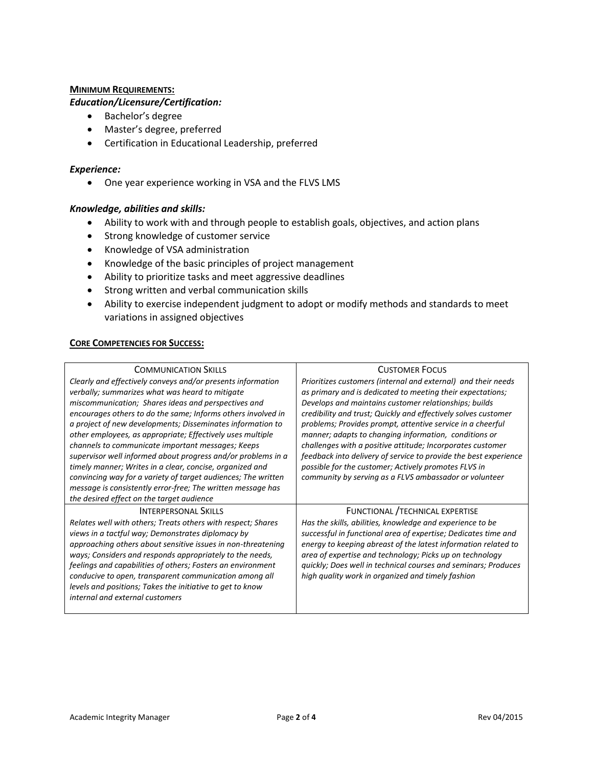**MINIMUM REQUIREMENTS:**

***Education/Licensure/Certification:***

- Bachelor's degree
- Master's degree, preferred
- Certification in Educational Leadership, preferred

***Experience:***

- One year experience working in VSA and the FLVS LMS

***Knowledge, abilities and skills:***

- Ability to work with and through people to establish goals, objectives, and action plans
- Strong knowledge of customer service
- Knowledge of VSA administration
- Knowledge of the basic principles of project management
- Ability to prioritize tasks and meet aggressive deadlines
- Strong written and verbal communication skills
- Ability to exercise independent judgment to adopt or modify methods and standards to meet variations in assigned objectives

**CORE COMPETENCIES FOR SUCCESS:**

| COMMUNICATION SKILLS | CUSTOMER FOCUS |
|---|---|
| *Clearly and effectively conveys and/or presents information verbally; summarizes what was heard to mitigate miscommunication; Shares ideas and perspectives and encourages others to do the same; Informs others involved in a project of new developments; Disseminates information to other employees, as appropriate; Effectively uses multiple channels to communicate important messages; Keeps supervisor well informed about progress and/or problems in a timely manner; Writes in a clear, concise, organized and convincing way for a variety of target audiences; The written message is consistently error-free; The written message has the desired effect on the target audience* | *Prioritizes customers (internal and external) and their needs as primary and is dedicated to meeting their expectations; Develops and maintains customer relationships; builds credibility and trust; Quickly and effectively solves customer problems; Provides prompt, attentive service in a cheerful manner; adapts to changing information, conditions or challenges with a positive attitude; Incorporates customer feedback into delivery of service to provide the best experience possible for the customer; Actively promotes FLVS in community by serving as a FLVS ambassador or volunteer* |
| INTERPERSONAL SKILLS | FUNCTIONAL /TECHNICAL EXPERTISE |
| *Relates well with others; Treats others with respect; Shares views in a tactful way; Demonstrates diplomacy by approaching others about sensitive issues in non-threatening ways; Considers and responds appropriately to the needs, feelings and capabilities of others; Fosters an environment conducive to open, transparent communication among all levels and positions; Takes the initiative to get to know internal and external customers* | *Has the skills, abilities, knowledge and experience to be successful in functional area of expertise; Dedicates time and energy to keeping abreast of the latest information related to area of expertise and technology; Picks up on technology quickly; Does well in technical courses and seminars; Produces high quality work in organized and timely fashion* |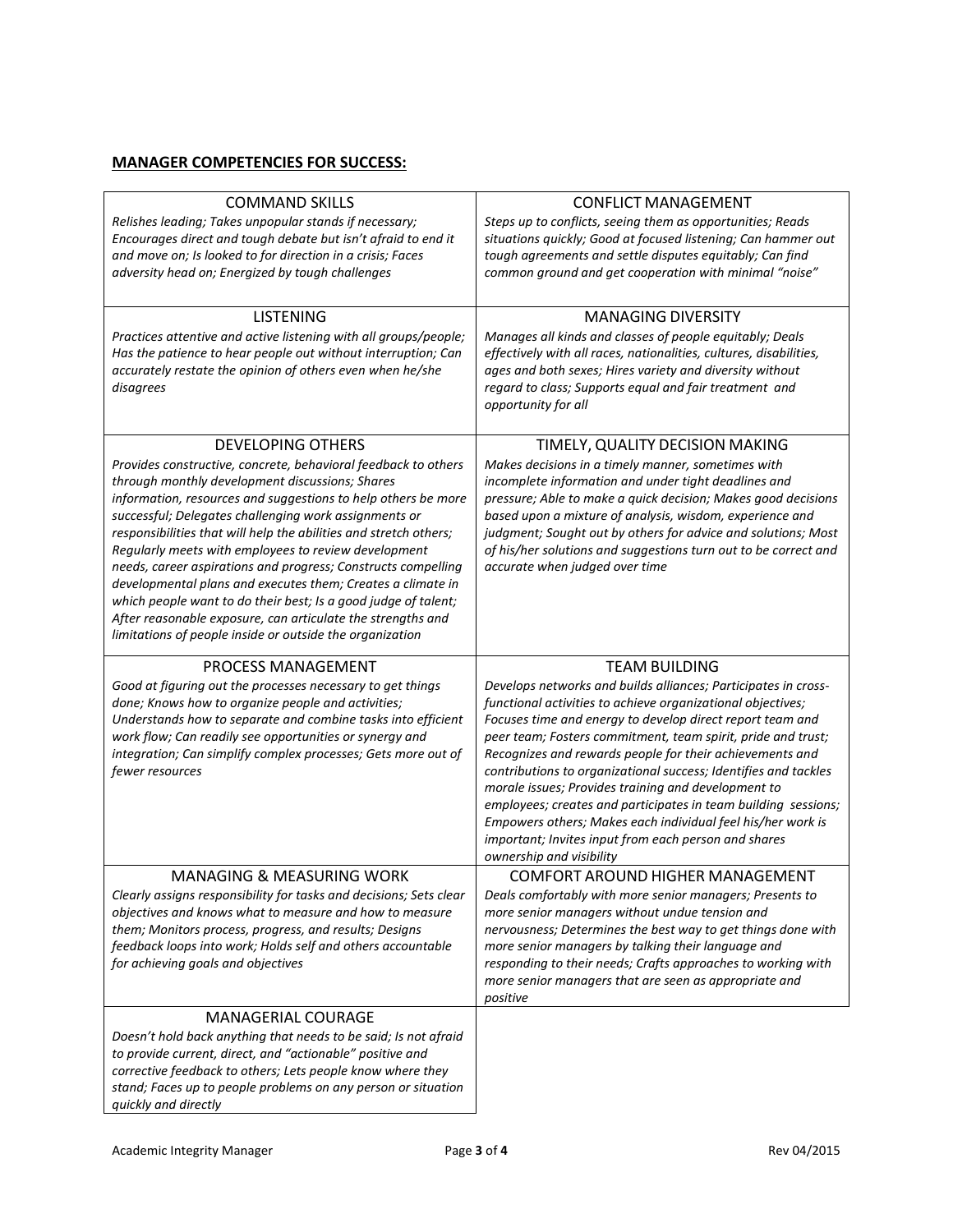**MANAGER COMPETENCIES FOR SUCCESS:**

| | |
|---|---|
| COMMAND SKILLS<br>*Relishes leading; Takes unpopular stands if necessary; Encourages direct and tough debate but isn't afraid to end it and move on; Is looked to for direction in a crisis; Faces adversity head on; Energized by tough challenges* | CONFLICT MANAGEMENT<br>*Steps up to conflicts, seeing them as opportunities; Reads situations quickly; Good at focused listening; Can hammer out tough agreements and settle disputes equitably; Can find common ground and get cooperation with minimal "noise"* |
| LISTENING<br>*Practices attentive and active listening with all groups/people; Has the patience to hear people out without interruption; Can accurately restate the opinion of others even when he/she disagrees* | MANAGING DIVERSITY<br>*Manages all kinds and classes of people equitably; Deals effectively with all races, nationalities, cultures, disabilities, ages and both sexes; Hires variety and diversity without regard to class; Supports equal and fair treatment and opportunity for all* |
| DEVELOPING OTHERS<br>*Provides constructive, concrete, behavioral feedback to others through monthly development discussions; Shares information, resources and suggestions to help others be more successful; Delegates challenging work assignments or responsibilities that will help the abilities and stretch others; Regularly meets with employees to review development needs, career aspirations and progress; Constructs compelling developmental plans and executes them; Creates a climate in which people want to do their best; Is a good judge of talent; After reasonable exposure, can articulate the strengths and limitations of people inside or outside the organization* | TIMELY, QUALITY DECISION MAKING<br>*Makes decisions in a timely manner, sometimes with incomplete information and under tight deadlines and pressure; Able to make a quick decision; Makes good decisions based upon a mixture of analysis, wisdom, experience and judgment; Sought out by others for advice and solutions; Most of his/her solutions and suggestions turn out to be correct and accurate when judged over time* |
| PROCESS MANAGEMENT<br>*Good at figuring out the processes necessary to get things done; Knows how to organize people and activities; Understands how to separate and combine tasks into efficient work flow; Can readily see opportunities or synergy and integration; Can simplify complex processes; Gets more out of fewer resources* | TEAM BUILDING<br>*Develops networks and builds alliances; Participates in cross-functional activities to achieve organizational objectives; Focuses time and energy to develop direct report team and peer team; Fosters commitment, team spirit, pride and trust; Recognizes and rewards people for their achievements and contributions to organizational success; Identifies and tackles morale issues; Provides training and development to employees; creates and participates in team building sessions; Empowers others; Makes each individual feel his/her work is important; Invites input from each person and shares ownership and visibility* |
| MANAGING & MEASURING WORK<br>*Clearly assigns responsibility for tasks and decisions; Sets clear objectives and knows what to measure and how to measure them; Monitors process, progress, and results; Designs feedback loops into work; Holds self and others accountable for achieving goals and objectives* | COMFORT AROUND HIGHER MANAGEMENT<br>*Deals comfortably with more senior managers; Presents to more senior managers without undue tension and nervousness; Determines the best way to get things done with more senior managers by talking their language and responding to their needs; Crafts approaches to working with more senior managers that are seen as appropriate and positive* |
| MANAGERIAL COURAGE<br>*Doesn't hold back anything that needs to be said; Is not afraid to provide current, direct, and "actionable" positive and corrective feedback to others; Lets people know where they stand; Faces up to people problems on any person or situation quickly and directly* | |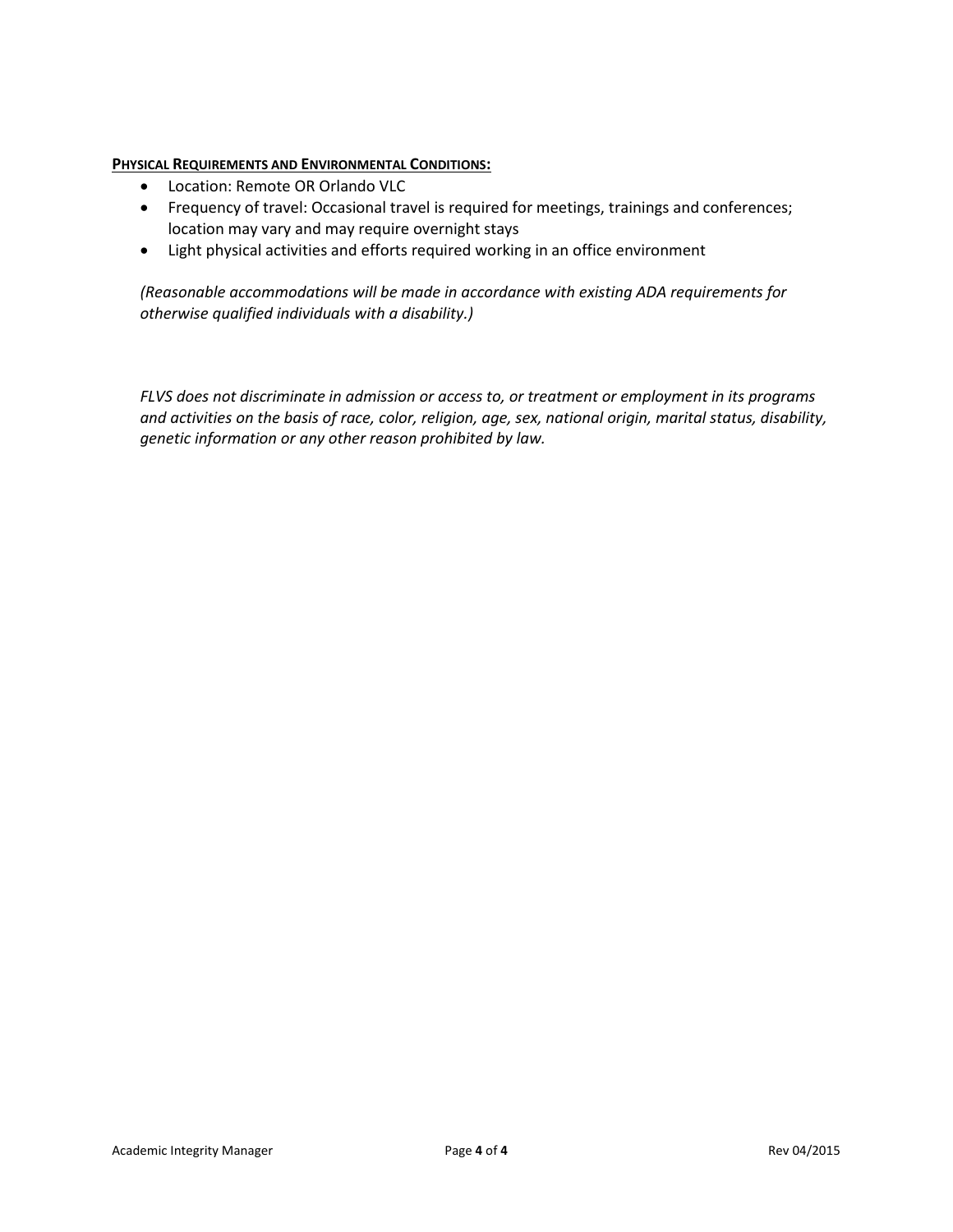**PHYSICAL REQUIREMENTS AND ENVIRONMENTAL CONDITIONS:**

- Location: Remote OR Orlando VLC
- Frequency of travel: Occasional travel is required for meetings, trainings and conferences; location may vary and may require overnight stays
- Light physical activities and efforts required working in an office environment

*(Reasonable accommodations will be made in accordance with existing ADA requirements for otherwise qualified individuals with a disability.)*

*FLVS does not discriminate in admission or access to, or treatment or employment in its programs and activities on the basis of race, color, religion, age, sex, national origin, marital status, disability, genetic information or any other reason prohibited by law.*